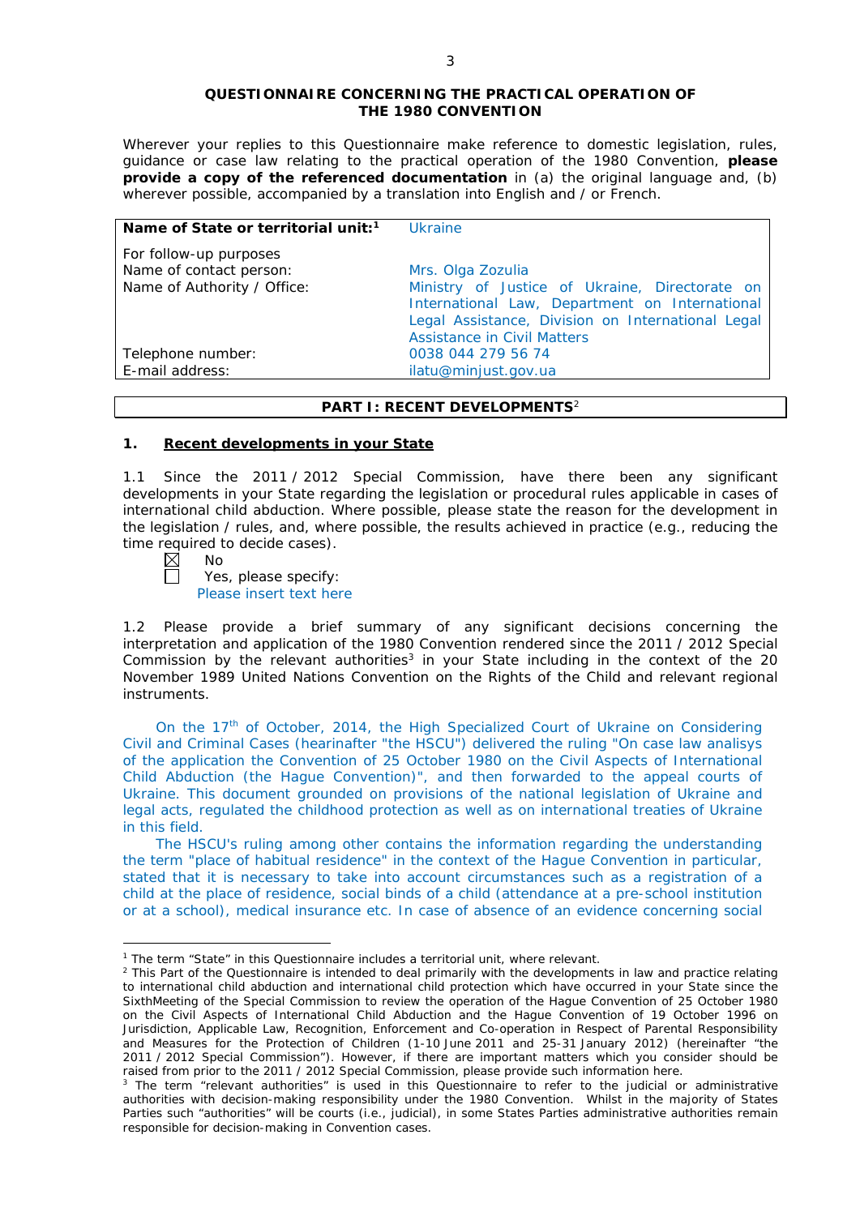**QUESTIONNAIRE CONCERNING THE PRACTICAL OPERATION OF THE 1980 CONVENTION**

Wherever your replies to this Questionnaire make reference to domestic legislation, rules, guidance or case law relating to the practical operation of the 1980 Convention, **please provide a copy of the referenced documentation** in (a) the original language and, (b) wherever possible, accompanied by a translation into English and / or French.

| **Name of State or territorial unit:**[1] | Ukraine |
|---|---|
| For follow-up purposes | |
| Name of contact person: | Mrs. Olga Zozulia |
| Name of Authority / Office: | Ministry of Justice of Ukraine, Directorate on International Law, Department on International Legal Assistance, Division on International Legal Assistance in Civil Matters |
| Telephone number: | 0038 044 279 56 74 |
| E-mail address: | ilatu@minjust.gov.ua |

## PART I: RECENT DEVELOPMENTS[2]

### 1. Recent developments in your State

1.1 Since the 2011 / 2012 Special Commission, have there been any significant developments in your State regarding the legislation or procedural rules applicable in cases of international child abduction. Where possible, please state the reason for the development in the legislation / rules, and, where possible, the results achieved in practice (e.g., reducing the time required to decide cases).

☒ No

☐ Yes, please specify:
Please insert text here

1.2 Please provide a brief summary of any significant decisions concerning the interpretation and application of the 1980 Convention rendered since the 2011 / 2012 Special Commission by the relevant authorities[3] in your State including in the context of the 20 November 1989 United Nations Convention on the Rights of the Child and relevant regional instruments.

On the 17th of October, 2014, the High Specialized Court of Ukraine on Considering Civil and Criminal Cases (hearinafter "the HSCU") delivered the ruling "On case law analisys of the application the Convention of 25 October 1980 on the Civil Aspects of International Child Abduction (the Hague Convention)", and then forwarded to the appeal courts of Ukraine. This document grounded on provisions of the national legislation of Ukraine and legal acts, regulated the childhood protection as well as on international treaties of Ukraine in this field.

The HSCU's ruling among other contains the information regarding the understanding the term "place of habitual residence" in the context of the Hague Convention in particular, stated that it is necessary to take into account circumstances such as a registration of a child at the place of residence, social binds of a child (attendance at a pre-school institution or at a school), medical insurance etc. In case of absence of an evidence concerning social

---

[1] The term "State" in this Questionnaire includes a territorial unit, where relevant.

[2] This Part of the Questionnaire is intended to deal primarily with the developments in law and practice relating to international child abduction and international child protection which have occurred in your State since the SixthMeeting of the Special Commission to review the operation of the Hague Convention of 25 October 1980 on the Civil Aspects of International Child Abduction and the Hague Convention of 19 October 1996 on Jurisdiction, Applicable Law, Recognition, Enforcement and Co-operation in Respect of Parental Responsibility and Measures for the Protection of Children (1-10 June 2011 and 25-31 January 2012) (hereinafter "the 2011 / 2012 Special Commission"). However, if there are important matters which you consider should be raised from prior to the 2011 / 2012 Special Commission, please provide such information here.

[3] The term "relevant authorities" is used in this Questionnaire to refer to the judicial or administrative authorities with decision-making responsibility under the 1980 Convention. Whilst in the majority of States Parties such "authorities" will be courts (i.e., judicial), in some States Parties administrative authorities remain responsible for decision-making in Convention cases.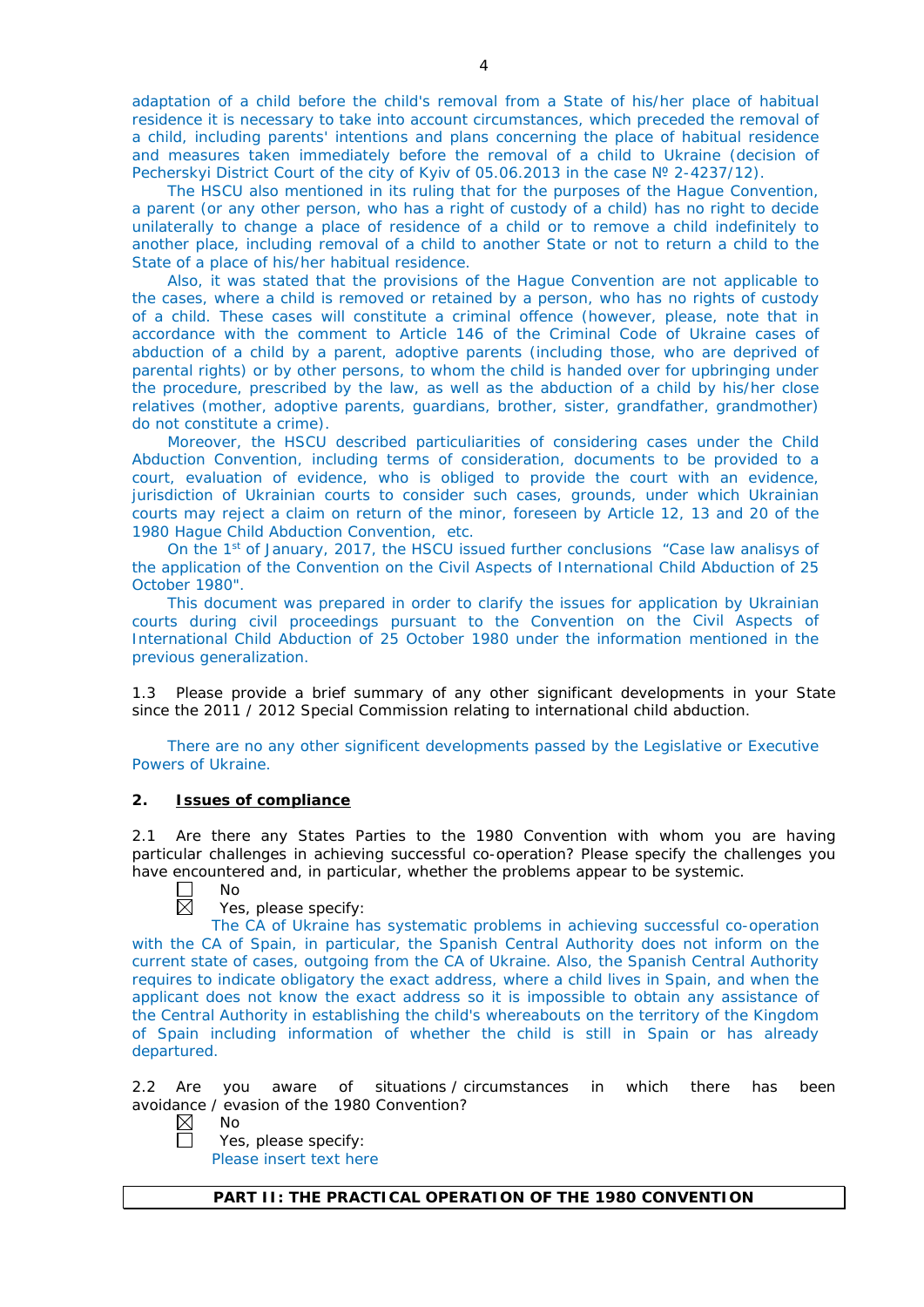adaptation of a child before the child's removal from a State of his/her place of habitual residence it is necessary to take into account circumstances, which preceded the removal of a child, including parents' intentions and plans concerning the place of habitual residence and measures taken immediately before the removal of a child to Ukraine (decision of Pecherskyi District Court of the city of Kyiv of 05.06.2013 in the case № 2-4237/12).

The HSCU also mentioned in its ruling that for the purposes of the Hague Convention, a parent (or any other person, who has a right of custody of a child) has no right to decide unilaterally to change a place of residence of a child or to remove a child indefinitely to another place, including removal of a child to another State or not to return a child to the State of a place of his/her habitual residence.

Also, it was stated that the provisions of the Hague Convention are not applicable to the cases, where a child is removed or retained by a person, who has no rights of custody of a child. These cases will constitute a criminal offence (however, please, note that in accordance with the comment to Article 146 of the Criminal Code of Ukraine cases of abduction of a child by a parent, adoptive parents (including those, who are deprived of parental rights) or by other persons, to whom the child is handed over for upbringing under the procedure, prescribed by the law, as well as the abduction of a child by his/her close relatives (mother, adoptive parents, guardians, brother, sister, grandfather, grandmother) do not constitute a crime).

Moreover, the HSCU described particuliarities of considering cases under the Child Abduction Convention, including terms of consideration, documents to be provided to a court, evaluation of evidence, who is obliged to provide the court with an evidence, jurisdiction of Ukrainian courts to consider such cases, grounds, under which Ukrainian courts may reject a claim on return of the minor, foreseen by Article 12, 13 and 20 of the 1980 Hague Child Abduction Convention, etc.

On the 1st of January, 2017, the HSCU issued further conclusions "Case law analisys of the application of the Convention on the Civil Aspects of International Child Abduction of 25 October 1980".

This document was prepared in order to clarify the issues for application by Ukrainian courts during civil proceedings pursuant to the Convention on the Civil Aspects of International Child Abduction of 25 October 1980 under the information mentioned in the previous generalization.

1.3 Please provide a brief summary of any other significant developments in your State since the 2011 / 2012 Special Commission relating to international child abduction.

There are no any other significent developments passed by the Legislative or Executive Powers of Ukraine.

## 2. Issues of compliance

2.1 Are there any States Parties to the 1980 Convention with whom you are having particular challenges in achieving successful co-operation? Please specify the challenges you have encountered and, in particular, whether the problems appear to be systemic.

☐ No
☒ Yes, please specify:

The CA of Ukraine has systematic problems in achieving successful co-operation with the CA of Spain, in particular, the Spanish Central Authority does not inform on the current state of cases, outgoing from the CA of Ukraine. Also, the Spanish Central Authority requires to indicate obligatory the exact address, where a child lives in Spain, and when the applicant does not know the exact address so it is impossible to obtain any assistance of the Central Authority in establishing the child's whereabouts on the territory of the Kingdom of Spain including information of whether the child is still in Spain or has already departured.

2.2 Are you aware of situations / circumstances in which there has been avoidance / evasion of the 1980 Convention?

☒ No
☐ Yes, please specify:

Please insert text here

**PART II: THE PRACTICAL OPERATION OF THE 1980 CONVENTION**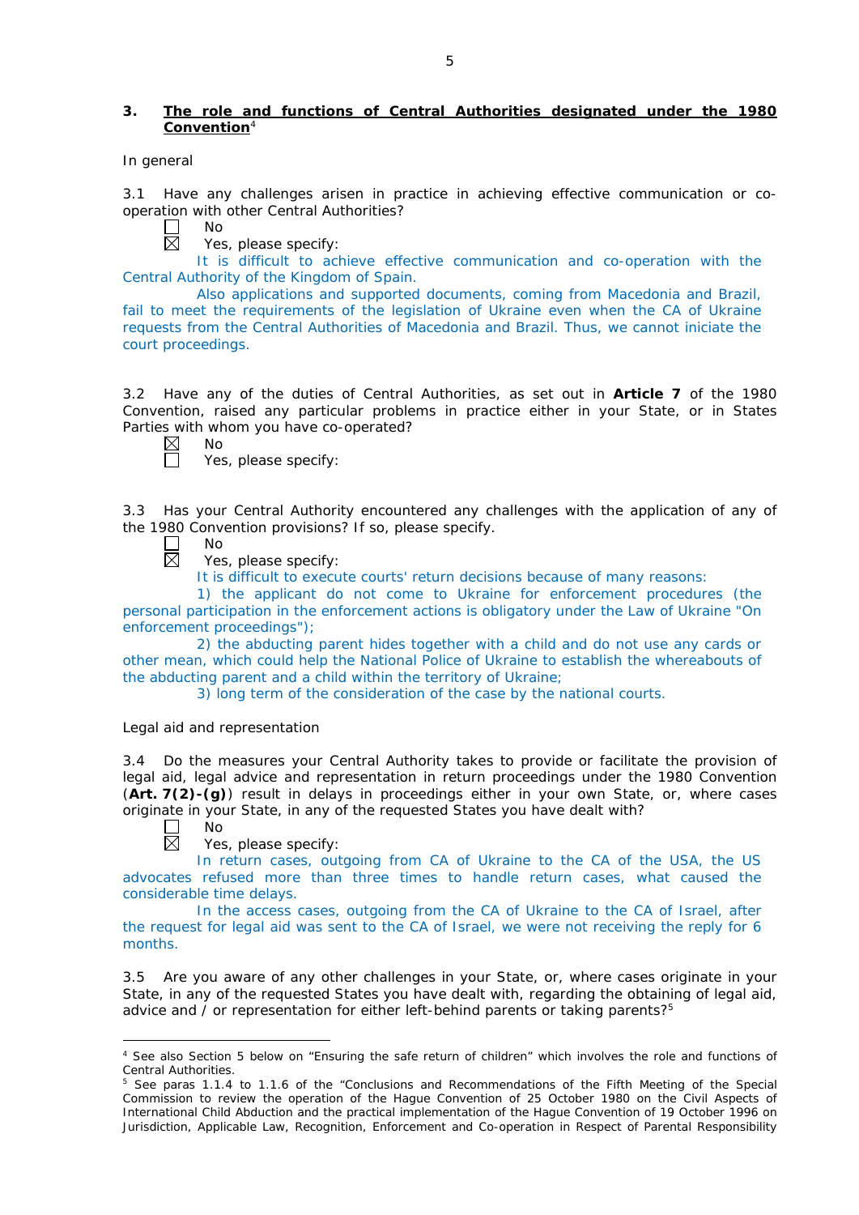### 3. The role and functions of Central Authorities designated under the 1980 Convention[4]

In general

3.1 Have any challenges arisen in practice in achieving effective communication or co-operation with other Central Authorities?

☐ No
☒ Yes, please specify:

It is difficult to achieve effective communication and co-operation with the Central Authority of the Kingdom of Spain.

Also applications and supported documents, coming from Macedonia and Brazil, fail to meet the requirements of the legislation of Ukraine even when the CA of Ukraine requests from the Central Authorities of Macedonia and Brazil. Thus, we cannot iniciate the court proceedings.

3.2 Have any of the duties of Central Authorities, as set out in **Article 7** of the 1980 Convention, raised any particular problems in practice either in your State, or in States Parties with whom you have co-operated?

☒ No
☐ Yes, please specify:

3.3 Has your Central Authority encountered any challenges with the application of any of the 1980 Convention provisions? If so, please specify.

☐ No
☒ Yes, please specify:

It is difficult to execute courts' return decisions because of many reasons:

1) the applicant do not come to Ukraine for enforcement procedures (the personal participation in the enforcement actions is obligatory under the Law of Ukraine "On enforcement proceedings");

2) the abducting parent hides together with a child and do not use any cards or other mean, which could help the National Police of Ukraine to establish the whereabouts of the abducting parent and a child within the territory of Ukraine;

3) long term of the consideration of the case by the national courts.

Legal aid and representation

3.4 Do the measures your Central Authority takes to provide or facilitate the provision of legal aid, legal advice and representation in return proceedings under the 1980 Convention (**Art. 7(2)-(g)**) result in delays in proceedings either in your own State, or, where cases originate in your State, in any of the requested States you have dealt with?

☐ No
☒ Yes, please specify:

In return cases, outgoing from CA of Ukraine to the CA of the USA, the US advocates refused more than three times to handle return cases, what caused the considerable time delays.

In the access cases, outgoing from the CA of Ukraine to the CA of Israel, after the request for legal aid was sent to the CA of Israel, we were not receiving the reply for 6 months.

3.5 Are you aware of any other challenges in your State, or, where cases originate in your State, in any of the requested States you have dealt with, regarding the obtaining of legal aid, advice and / or representation for either left-behind parents or taking parents?[5]

---

[4] See also Section 5 below on "Ensuring the safe return of children" which involves the role and functions of Central Authorities.

[5] See paras 1.1.4 to 1.1.6 of the "Conclusions and Recommendations of the Fifth Meeting of the Special Commission to review the operation of the Hague Convention of 25 October 1980 on the Civil Aspects of International Child Abduction and the practical implementation of the Hague Convention of 19 October 1996 on Jurisdiction, Applicable Law, Recognition, Enforcement and Co-operation in Respect of Parental Responsibility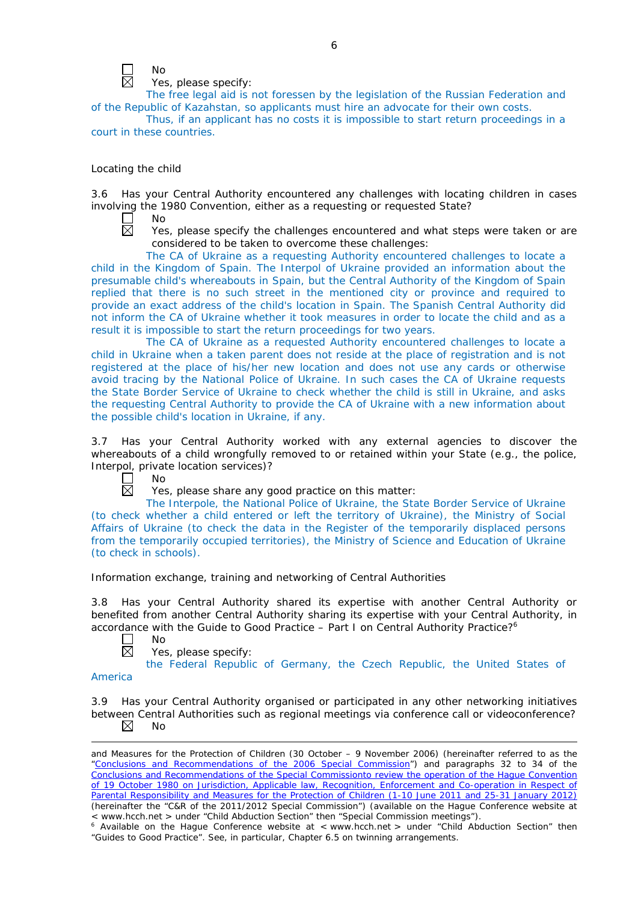☐ No
☒ Yes, please specify:

The free legal aid is not foressen by the legislation of the Russian Federation and of the Republic of Kazahstan, so applicants must hire an advocate for their own costs.

Thus, if an applicant has no costs it is impossible to start return proceedings in a court in these countries.

Locating the child

3.6 Has your Central Authority encountered any challenges with locating children in cases involving the 1980 Convention, either as a requesting or requested State?

☐ No
☒ Yes, please specify the challenges encountered and what steps were taken or are considered to be taken to overcome these challenges:

The CA of Ukraine as a requesting Authority encountered challenges to locate a child in the Kingdom of Spain. The Interpol of Ukraine provided an information about the presumable child's whereabouts in Spain, but the Central Authority of the Kingdom of Spain replied that there is no such street in the mentioned city or province and required to provide an exact address of the child's location in Spain. The Spanish Central Authority did not inform the CA of Ukraine whether it took measures in order to locate the child and as a result it is impossible to start the return proceedings for two years.

The CA of Ukraine as a requested Authority encountered challenges to locate a child in Ukraine when a taken parent does not reside at the place of registration and is not registered at the place of his/her new location and does not use any cards or otherwise avoid tracing by the National Police of Ukraine. In such cases the CA of Ukraine requests the State Border Service of Ukraine to check whether the child is still in Ukraine, and asks the requesting Central Authority to provide the CA of Ukraine with a new information about the possible child's location in Ukraine, if any.

3.7 Has your Central Authority worked with any external agencies to discover the whereabouts of a child wrongfully removed to or retained within your State (e.g., the police, Interpol, private location services)?

☐ No
☒ Yes, please share any good practice on this matter:

The Interpole, the National Police of Ukraine, the State Border Service of Ukraine (to check whether a child entered or left the territory of Ukraine), the Ministry of Social Affairs of Ukraine (to check the data in the Register of the temporarily displaced persons from the temporarily occupied territories), the Ministry of Science and Education of Ukraine (to check in schools).

Information exchange, training and networking of Central Authorities

3.8 Has your Central Authority shared its expertise with another Central Authority or benefited from another Central Authority sharing its expertise with your Central Authority, in accordance with the Guide to Good Practice – Part I on Central Authority Practice?[6]

☐ No
☒ Yes, please specify:

the Federal Republic of Germany, the Czech Republic, the United States of America

3.9 Has your Central Authority organised or participated in any other networking initiatives between Central Authorities such as regional meetings via conference call or videoconference?

☒ No

---

and Measures for the Protection of Children (30 October – 9 November 2006) (hereinafter referred to as the "Conclusions and Recommendations of the 2006 Special Commission") and paragraphs 32 to 34 of the Conclusions and Recommendations of the Special Commissionto review the operation of the Hague Convention of 19 October 1980 on Jurisdiction, Applicable law, Recognition, Enforcement and Co-operation in Respect of Parental Responsibility and Measures for the Protection of Children (1-10 June 2011 and 25-31 January 2012) (hereinafter the "C&R of the 2011/2012 Special Commission") (available on the Hague Conference website at < www.hcch.net > under "Child Abduction Section" then "Special Commission meetings").

[6] Available on the Hague Conference website at < www.hcch.net > under "Child Abduction Section" then "Guides to Good Practice". See, in particular, Chapter 6.5 on twinning arrangements.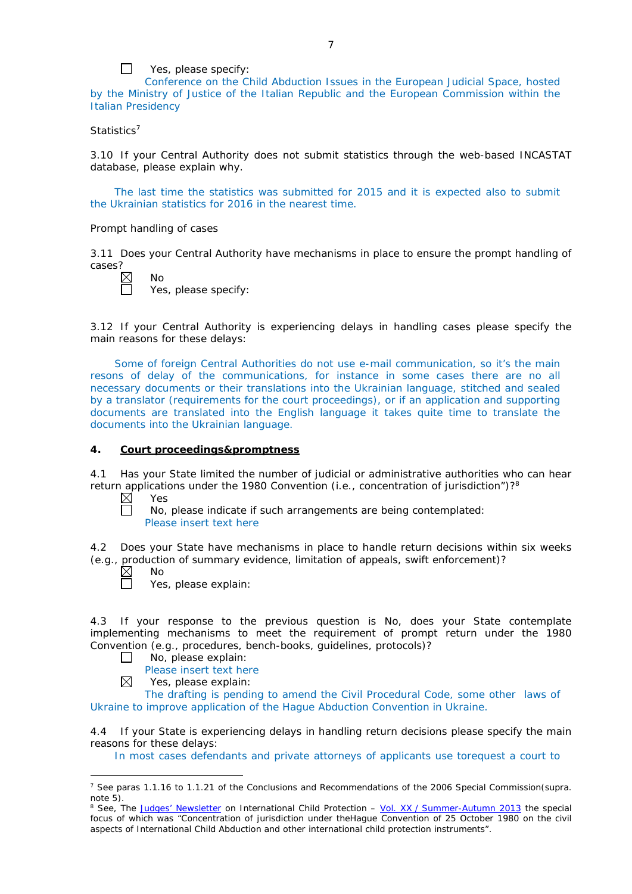☐ Yes, please specify:

Conference on the Child Abduction Issues in the European Judicial Space, hosted by the Ministry of Justice of the Italian Republic and the European Commission within the Italian Presidency

Statistics[7]

3.10 If your Central Authority does not submit statistics through the web-based INCASTAT database, please explain why.

The last time the statistics was submitted for 2015 and it is expected also to submit the Ukrainian statistics for 2016 in the nearest time.

Prompt handling of cases

3.11 Does your Central Authority have mechanisms in place to ensure the prompt handling of cases?

☒ No

☐ Yes, please specify:

3.12 If your Central Authority is experiencing delays in handling cases please specify the main reasons for these delays:

Some of foreign Central Authorities do not use e-mail communication, so it's the main resons of delay of the communications, for instance in some cases there are no all necessary documents or their translations into the Ukrainian language, stitched and sealed by a translator (requirements for the court proceedings), or if an application and supporting documents are translated into the English language it takes quite time to translate the documents into the Ukrainian language.

## 4. Court proceedings&promptness

4.1 Has your State limited the number of judicial or administrative authorities who can hear return applications under the 1980 Convention (i.e., concentration of jurisdiction")?[8]

☒ Yes

☐ No, please indicate if such arrangements are being contemplated:

Please insert text here

4.2 Does your State have mechanisms in place to handle return decisions within six weeks (e.g., production of summary evidence, limitation of appeals, swift enforcement)?

☒ No

☐ Yes, please explain:

4.3 If your response to the previous question is No, does your State contemplate implementing mechanisms to meet the requirement of prompt return under the 1980 Convention (e.g., procedures, bench-books, guidelines, protocols)?

☐ No, please explain:

Please insert text here

☒ Yes, please explain:

The drafting is pending to amend the Civil Procedural Code, some other laws of Ukraine to improve application of the Hague Abduction Convention in Ukraine.

4.4 If your State is experiencing delays in handling return decisions please specify the main reasons for these delays:

In most cases defendants and private attorneys of applicants use torequest a court to

---

[7] See paras 1.1.16 to 1.1.21 of the Conclusions and Recommendations of the 2006 Special Commission(supra. note 5).

[8] See, The Judges' Newsletter on International Child Protection – Vol. XX / Summer-Autumn 2013 the special focus of which was "Concentration of jurisdiction under theHague Convention of 25 October 1980 on the civil aspects of International Child Abduction and other international child protection instruments".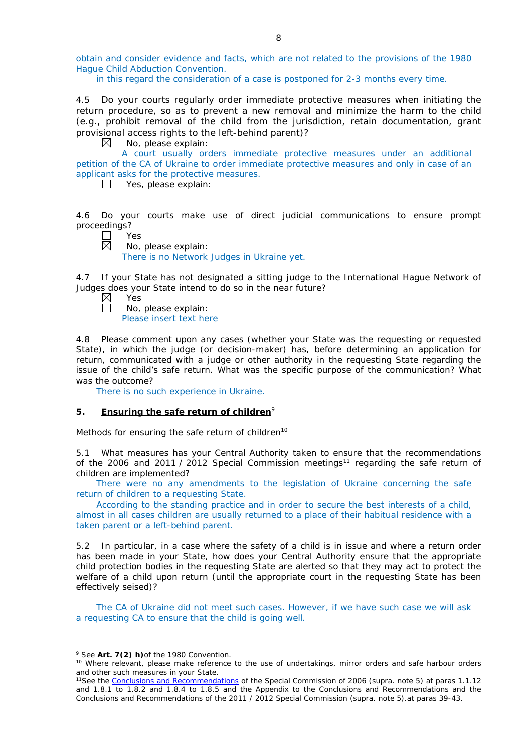obtain and consider evidence and facts, which are not related to the provisions of the 1980 Hague Child Abduction Convention.

in this regard the consideration of a case is postponed for 2-3 months every time.

4.5 Do your courts regularly order immediate protective measures when initiating the return procedure, so as to prevent a new removal and minimize the harm to the child (e.g., prohibit removal of the child from the jurisdiction, retain documentation, grant provisional access rights to the left-behind parent)?

☒ No, please explain:

A court usually orders immediate protective measures under an additional petition of the CA of Ukraine to order immediate protective measures and only in case of an applicant asks for the protective measures.

☐ Yes, please explain:

4.6 Do your courts make use of direct judicial communications to ensure prompt proceedings?

☐ Yes

☒ No, please explain:

There is no Network Judges in Ukraine yet.

4.7 If your State has not designated a sitting judge to the International Hague Network of Judges does your State intend to do so in the near future?

☒ Yes

☐ No, please explain:

Please insert text here

4.8 Please comment upon any cases (whether your State was the requesting or requested State), in which the judge (or decision-maker) has, before determining an application for return, communicated with a judge or other authority in the requesting State regarding the issue of the child's safe return. What was the specific purpose of the communication? What was the outcome?

There is no such experience in Ukraine.

### 5. **Ensuring the safe return of children**[9]

Methods for ensuring the safe return of children[10]

5.1 What measures has your Central Authority taken to ensure that the recommendations of the 2006 and 2011 / 2012 Special Commission meetings[11] regarding the safe return of children are implemented?

There were no any amendments to the legislation of Ukraine concerning the safe return of children to a requesting State.

According to the standing practice and in order to secure the best interests of a child, almost in all cases children are usually returned to a place of their habitual residence with a taken parent or a left-behind parent.

5.2 In particular, in a case where the safety of a child is in issue and where a return order has been made in your State, how does your Central Authority ensure that the appropriate child protection bodies in the requesting State are alerted so that they may act to protect the welfare of a child upon return (until the appropriate court in the requesting State has been effectively seised)?

The CA of Ukraine did not meet such cases. However, if we have such case we will ask a requesting CA to ensure that the child is going well.

---

[9] See **Art. 7(2) h)** of the 1980 Convention.

[10] Where relevant, please make reference to the use of undertakings, mirror orders and safe harbour orders and other such measures in your State.

[11] See the Conclusions and Recommendations of the Special Commission of 2006 (supra. note 5) at paras 1.1.12 and 1.8.1 to 1.8.2 and 1.8.4 to 1.8.5 and the Appendix to the Conclusions and Recommendations and the Conclusions and Recommendations of the 2011 / 2012 Special Commission (supra. note 5).at paras 39-43.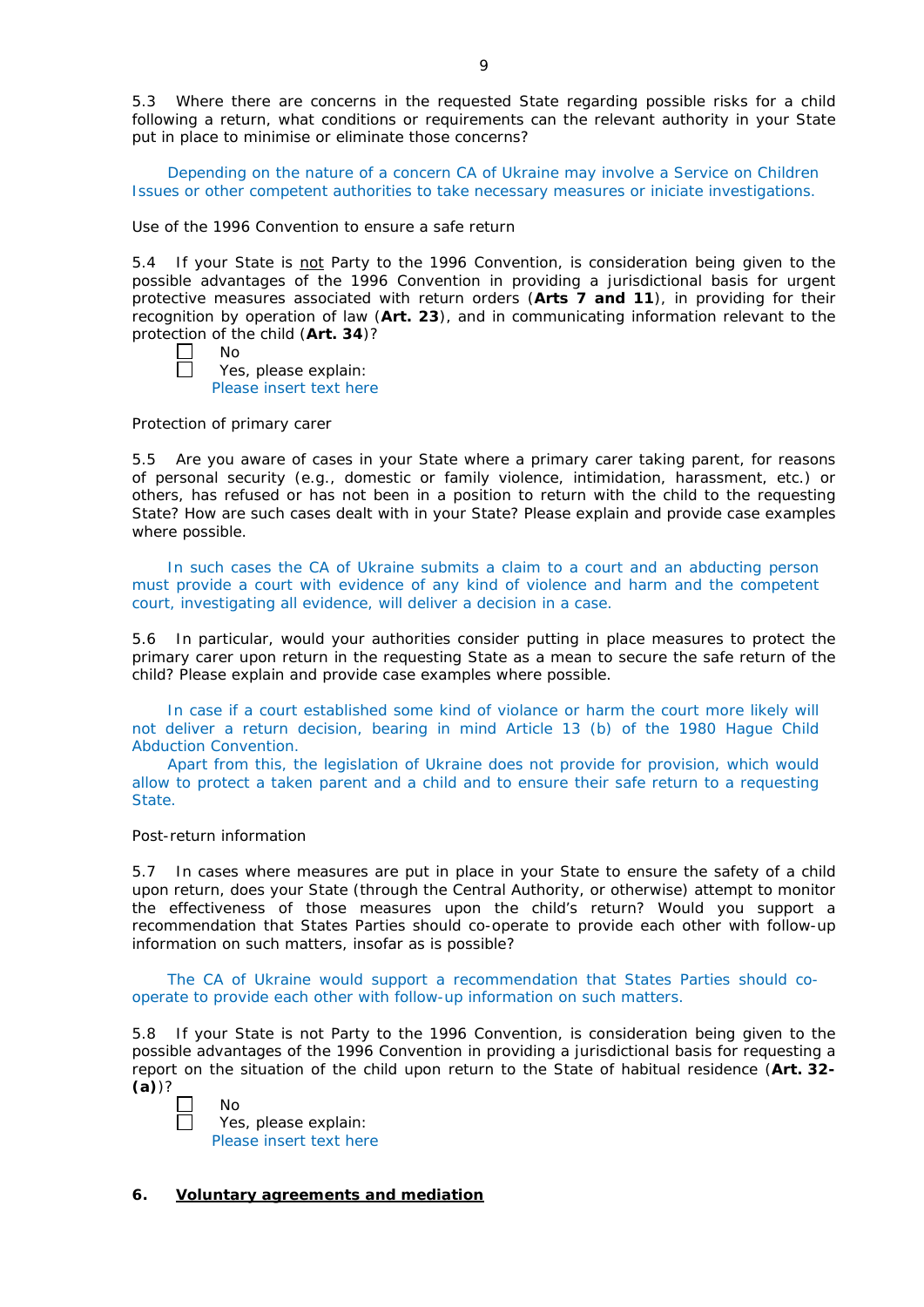5.3 Where there are concerns in the requested State regarding possible risks for a child following a return, what conditions or requirements can the relevant authority in your State put in place to minimise or eliminate those concerns?

Depending on the nature of a concern CA of Ukraine may involve a Service on Children Issues or other competent authorities to take necessary measures or iniciate investigations.

Use of the 1996 Convention to ensure a safe return

5.4 If your State is not Party to the 1996 Convention, is consideration being given to the possible advantages of the 1996 Convention in providing a jurisdictional basis for urgent protective measures associated with return orders (**Arts 7 and 11**), in providing for their recognition by operation of law (**Art. 23**), and in communicating information relevant to the protection of the child (**Art. 34**)?

- ☐ No
- ☐ Yes, please explain:
  Please insert text here

Protection of primary carer

5.5 Are you aware of cases in your State where a primary carer taking parent, for reasons of personal security (e.g., domestic or family violence, intimidation, harassment, etc.) or others, has refused or has not been in a position to return with the child to the requesting State? How are such cases dealt with in your State? Please explain and provide case examples where possible.

In such cases the CA of Ukraine submits a claim to a court and an abducting person must provide a court with evidence of any kind of violence and harm and the competent court, investigating all evidence, will deliver a decision in a case.

5.6 In particular, would your authorities consider putting in place measures to protect the primary carer upon return in the requesting State as a mean to secure the safe return of the child? Please explain and provide case examples where possible.

In case if a court established some kind of violance or harm the court more likely will not deliver a return decision, bearing in mind Article 13 (b) of the 1980 Hague Child Abduction Convention.

Apart from this, the legislation of Ukraine does not provide for provision, which would allow to protect a taken parent and a child and to ensure their safe return to a requesting State.

Post-return information

5.7 In cases where measures are put in place in your State to ensure the safety of a child upon return, does your State (through the Central Authority, or otherwise) attempt to monitor the effectiveness of those measures upon the child's return? Would you support a recommendation that States Parties should co-operate to provide each other with follow-up information on such matters, insofar as is possible?

The CA of Ukraine would support a recommendation that States Parties should co-operate to provide each other with follow-up information on such matters.

5.8 If your State is not Party to the 1996 Convention, is consideration being given to the possible advantages of the 1996 Convention in providing a jurisdictional basis for requesting a report on the situation of the child upon return to the State of habitual residence (**Art. 32-(a)**)?

- ☐ No
- ☐ Yes, please explain:
  Please insert text here

## 6. Voluntary agreements and mediation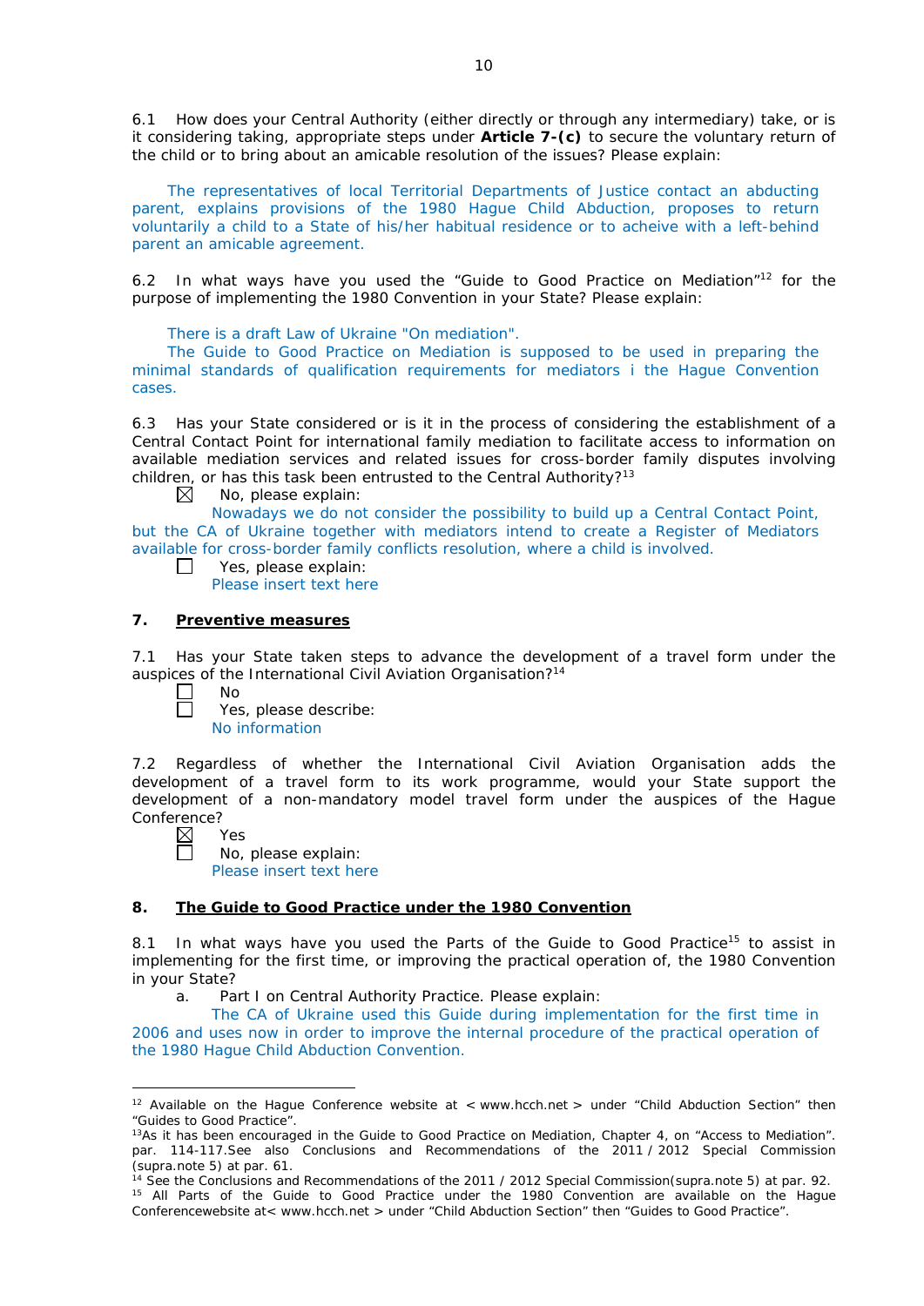6.1 How does your Central Authority (either directly or through any intermediary) take, or is it considering taking, appropriate steps under **Article 7-(c)** to secure the voluntary return of the child or to bring about an amicable resolution of the issues? Please explain:

The representatives of local Territorial Departments of Justice contact an abducting parent, explains provisions of the 1980 Hague Child Abduction, proposes to return voluntarily a child to a State of his/her habitual residence or to acheive with a left-behind parent an amicable agreement.

6.2 In what ways have you used the "Guide to Good Practice on Mediation"[12] for the purpose of implementing the 1980 Convention in your State? Please explain:

There is a draft Law of Ukraine "On mediation".

The Guide to Good Practice on Mediation is supposed to be used in preparing the minimal standards of qualification requirements for mediators i the Hague Convention cases.

6.3 Has your State considered or is it in the process of considering the establishment of a Central Contact Point for international family mediation to facilitate access to information on available mediation services and related issues for cross-border family disputes involving children, or has this task been entrusted to the Central Authority?[13]

☒ No, please explain:

Nowadays we do not consider the possibility to build up a Central Contact Point, but the CA of Ukraine together with mediators intend to create a Register of Mediators available for cross-border family conflicts resolution, where a child is involved.

☐ Yes, please explain:

Please insert text here

## 7. Preventive measures

7.1 Has your State taken steps to advance the development of a travel form under the auspices of the International Civil Aviation Organisation?[14]

☐ No

☐ Yes, please describe:

No information

7.2 Regardless of whether the International Civil Aviation Organisation adds the development of a travel form to its work programme, would your State support the development of a non-mandatory model travel form under the auspices of the Hague Conference?

☒ Yes

☐ No, please explain:

Please insert text here

## 8. The Guide to Good Practice under the 1980 Convention

8.1 In what ways have you used the Parts of the Guide to Good Practice[15] to assist in implementing for the first time, or improving the practical operation of, the 1980 Convention in your State?

a. Part I on Central Authority Practice. Please explain:

The CA of Ukraine used this Guide during implementation for the first time in 2006 and uses now in order to improve the internal procedure of the practical operation of the 1980 Hague Child Abduction Convention.

---

[12] Available on the Hague Conference website at < www.hcch.net > under "Child Abduction Section" then "Guides to Good Practice".

[13] As it has been encouraged in the Guide to Good Practice on Mediation, Chapter 4, on "Access to Mediation". par. 114-117.See also Conclusions and Recommendations of the 2011 / 2012 Special Commission (supra.note 5) at par. 61.

[14] See the Conclusions and Recommendations of the 2011 / 2012 Special Commission(supra.note 5) at par. 92.

[15] All Parts of the Guide to Good Practice under the 1980 Convention are available on the Hague Conferencewebsite at< www.hcch.net > under "Child Abduction Section" then "Guides to Good Practice".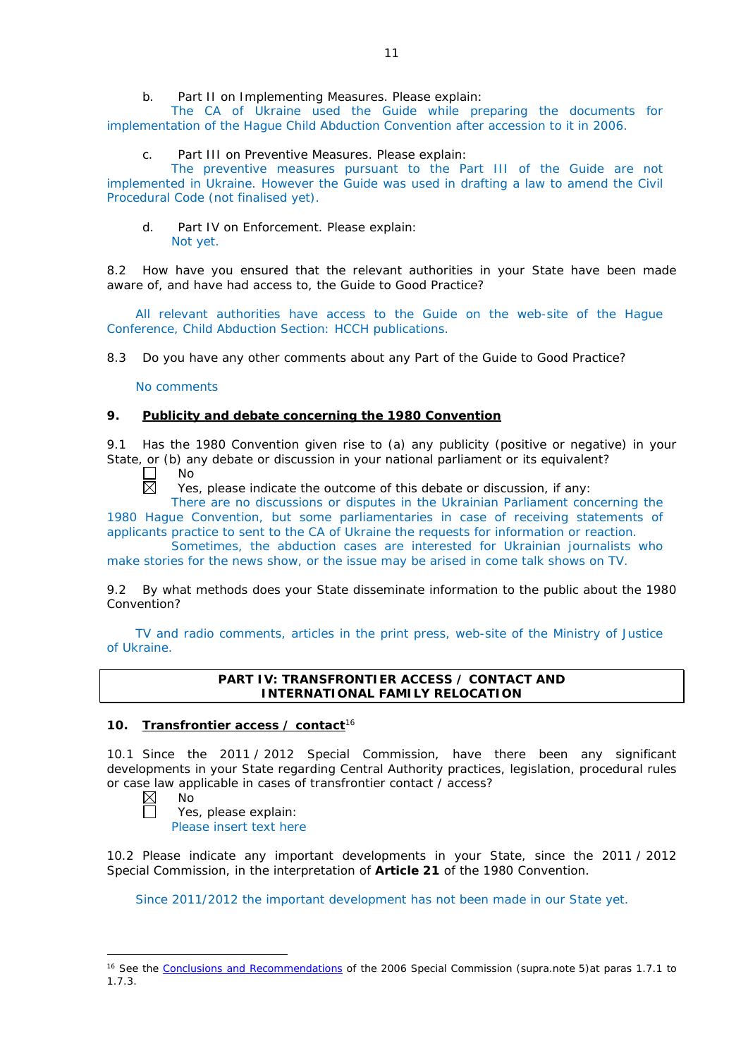b. Part II on Implementing Measures. Please explain:
The CA of Ukraine used the Guide while preparing the documents for implementation of the Hague Child Abduction Convention after accession to it in 2006.

c. Part III on Preventive Measures. Please explain:
The preventive measures pursuant to the Part III of the Guide are not implemented in Ukraine. However the Guide was used in drafting a law to amend the Civil Procedural Code (not finalised yet).

d. Part IV on Enforcement. Please explain:
Not yet.

8.2 How have you ensured that the relevant authorities in your State have been made aware of, and have had access to, the Guide to Good Practice?

All relevant authorities have access to the Guide on the web-site of the Hague Conference, Child Abduction Section: HCCH publications.

8.3 Do you have any other comments about any Part of the Guide to Good Practice?

No comments

### 9. Publicity and debate concerning the 1980 Convention

9.1 Has the 1980 Convention given rise to (a) any publicity (positive or negative) in your State, or (b) any debate or discussion in your national parliament or its equivalent?

☐ No
☒ Yes, please indicate the outcome of this debate or discussion, if any:
There are no discussions or disputes in the Ukrainian Parliament concerning the 1980 Hague Convention, but some parliamentaries in case of receiving statements of applicants practice to sent to the CA of Ukraine the requests for information or reaction.
Sometimes, the abduction cases are interested for Ukrainian journalists who make stories for the news show, or the issue may be arised in come talk shows on TV.

9.2 By what methods does your State disseminate information to the public about the 1980 Convention?

TV and radio comments, articles in the print press, web-site of the Ministry of Justice of Ukraine.

## PART IV: TRANSFRONTIER ACCESS / CONTACT AND INTERNATIONAL FAMILY RELOCATION

### 10. Transfrontier access / contact[16]

10.1 Since the 2011 / 2012 Special Commission, have there been any significant developments in your State regarding Central Authority practices, legislation, procedural rules or case law applicable in cases of transfrontier contact / access?

☒ No
☐ Yes, please explain:
Please insert text here

10.2 Please indicate any important developments in your State, since the 2011 / 2012 Special Commission, in the interpretation of **Article 21** of the 1980 Convention.

Since 2011/2012 the important development has not been made in our State yet.

---

[16] See the Conclusions and Recommendations of the 2006 Special Commission (supra.note 5)at paras 1.7.1 to 1.7.3.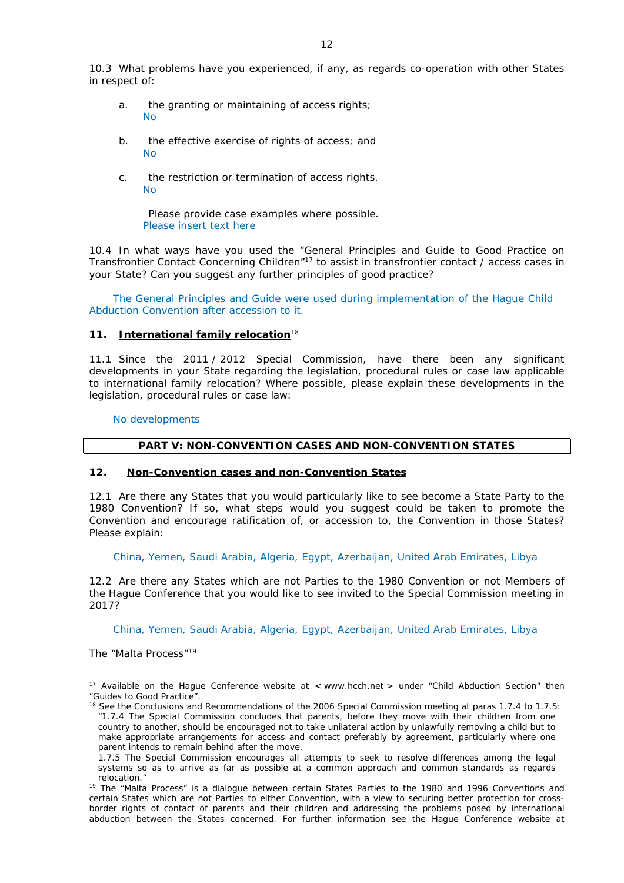10.3 What problems have you experienced, if any, as regards co-operation with other States in respect of:

a. the granting or maintaining of access rights;
No

b. the effective exercise of rights of access; and
No

c. the restriction or termination of access rights.
No

Please provide case examples where possible.
Please insert text here

10.4 In what ways have you used the "General Principles and Guide to Good Practice on Transfrontier Contact Concerning Children"[17] to assist in transfrontier contact / access cases in your State? Can you suggest any further principles of good practice?

The General Principles and Guide were used during implementation of the Hague Child Abduction Convention after accession to it.

### 11. International family relocation[18]

11.1 Since the 2011 / 2012 Special Commission, have there been any significant developments in your State regarding the legislation, procedural rules or case law applicable to international family relocation? Where possible, please explain these developments in the legislation, procedural rules or case law:

No developments

## PART V: NON-CONVENTION CASES AND NON-CONVENTION STATES

### 12. Non-Convention cases and non-Convention States

12.1 Are there any States that you would particularly like to see become a State Party to the 1980 Convention? If so, what steps would you suggest could be taken to promote the Convention and encourage ratification of, or accession to, the Convention in those States? Please explain:

China, Yemen, Saudi Arabia, Algeria, Egypt, Azerbaijan, United Arab Emirates, Libya

12.2 Are there any States which are not Parties to the 1980 Convention or not Members of the Hague Conference that you would like to see invited to the Special Commission meeting in 2017?

China, Yemen, Saudi Arabia, Algeria, Egypt, Azerbaijan, United Arab Emirates, Libya

The "Malta Process"[19]

---

[17] Available on the Hague Conference website at < www.hcch.net > under "Child Abduction Section" then "Guides to Good Practice".

[18] See the Conclusions and Recommendations of the 2006 Special Commission meeting at paras 1.7.4 to 1.7.5: "1.7.4 The Special Commission concludes that parents, before they move with their children from one country to another, should be encouraged not to take unilateral action by unlawfully removing a child but to make appropriate arrangements for access and contact preferably by agreement, particularly where one parent intends to remain behind after the move.
1.7.5 The Special Commission encourages all attempts to seek to resolve differences among the legal systems so as to arrive as far as possible at a common approach and common standards as regards relocation."

[19] The "Malta Process" is a dialogue between certain States Parties to the 1980 and 1996 Conventions and certain States which are not Parties to either Convention, with a view to securing better protection for cross-border rights of contact of parents and their children and addressing the problems posed by international abduction between the States concerned. For further information see the Hague Conference website at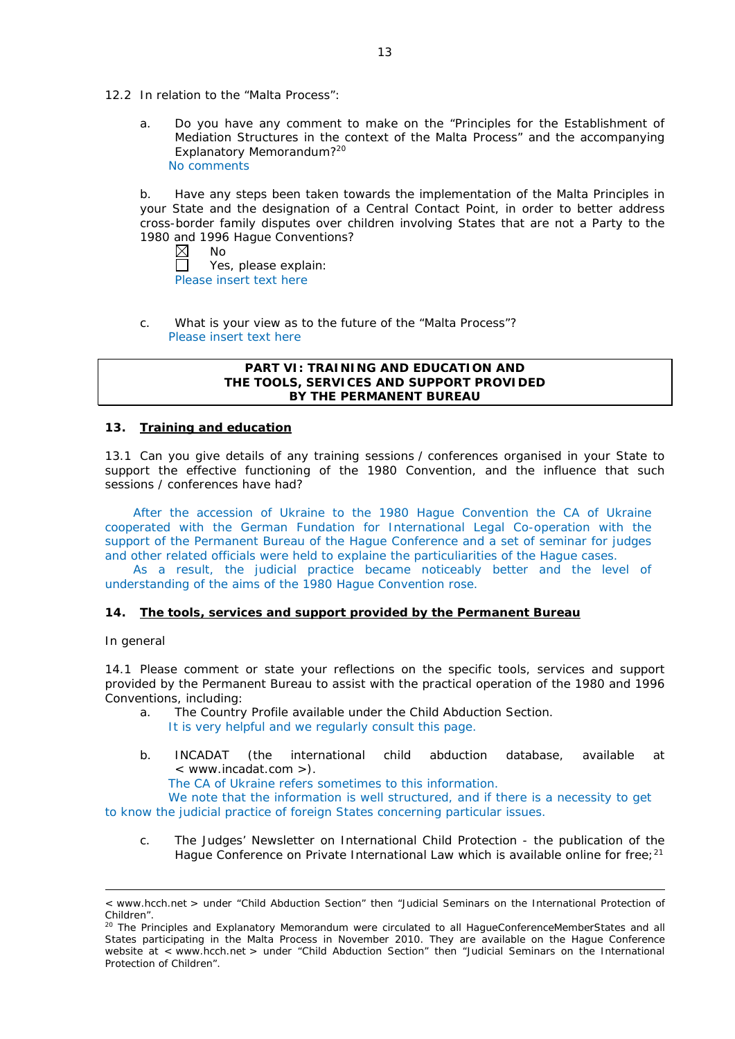12.2 In relation to the "Malta Process":

a. Do you have any comment to make on the "Principles for the Establishment of Mediation Structures in the context of the Malta Process" and the accompanying Explanatory Memorandum?[20]
No comments

b. Have any steps been taken towards the implementation of the Malta Principles in your State and the designation of a Central Contact Point, in order to better address cross-border family disputes over children involving States that are not a Party to the 1980 and 1996 Hague Conventions?

☒ No
☐ Yes, please explain:
Please insert text here

c. What is your view as to the future of the "Malta Process"?
Please insert text here

## PART VI: TRAINING AND EDUCATION AND THE TOOLS, SERVICES AND SUPPORT PROVIDED BY THE PERMANENT BUREAU

### 13. Training and education

13.1 Can you give details of any training sessions / conferences organised in your State to support the effective functioning of the 1980 Convention, and the influence that such sessions / conferences have had?

After the accession of Ukraine to the 1980 Hague Convention the CA of Ukraine cooperated with the German Fundation for International Legal Co-operation with the support of the Permanent Bureau of the Hague Conference and a set of seminar for judges and other related officials were held to explain the particuliarities of the Hague cases.

As a result, the judicial practice became noticeably better and the level of understanding of the aims of the 1980 Hague Convention rose.

### 14. The tools, services and support provided by the Permanent Bureau

In general

14.1 Please comment or state your reflections on the specific tools, services and support provided by the Permanent Bureau to assist with the practical operation of the 1980 and 1996 Conventions, including:

a. The Country Profile available under the Child Abduction Section.
It is very helpful and we regularly consult this page.

b. INCADAT (the international child abduction database, available at < www.incadat.com >).
The CA of Ukraine refers sometimes to this information.
We note that the information is well structured, and if there is a necessity to get to know the judicial practice of foreign States concerning particular issues.

c. The Judges' Newsletter on International Child Protection - the publication of the Hague Conference on Private International Law which is available online for free;[21]

---

< www.hcch.net > under "Child Abduction Section" then "Judicial Seminars on the International Protection of Children".

[20] The Principles and Explanatory Memorandum were circulated to all HagueConferenceMemberStates and all States participating in the Malta Process in November 2010. They are available on the Hague Conference website at < www.hcch.net > under "Child Abduction Section" then "Judicial Seminars on the International Protection of Children".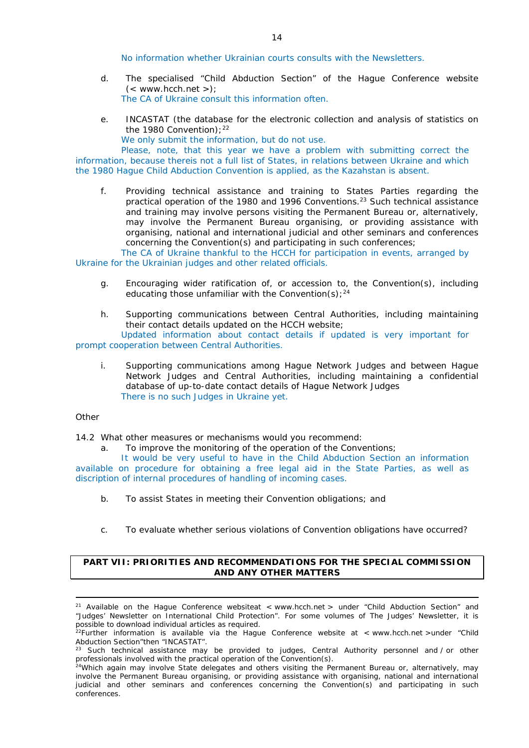No information whether Ukrainian courts consults with the Newsletters.

d. The specialised "Child Abduction Section" of the Hague Conference website (< www.hcch.net >);

The CA of Ukraine consult this information often.

e. INCASTAT (the database for the electronic collection and analysis of statistics on the 1980 Convention);[22]

We only submit the information, but do not use.

Please, note, that this year we have a problem with submitting correct the information, because thereis not a full list of States, in relations between Ukraine and which the 1980 Hague Child Abduction Convention is applied, as the Kazahstan is absent.

f. Providing technical assistance and training to States Parties regarding the practical operation of the 1980 and 1996 Conventions.[23] Such technical assistance and training may involve persons visiting the Permanent Bureau or, alternatively, may involve the Permanent Bureau organising, or providing assistance with organising, national and international judicial and other seminars and conferences concerning the Convention(s) and participating in such conferences;

The CA of Ukraine thankful to the HCCH for participation in events, arranged by Ukraine for the Ukrainian judges and other related officials.

g. Encouraging wider ratification of, or accession to, the Convention(s), including educating those unfamiliar with the Convention(s);[24]

h. Supporting communications between Central Authorities, including maintaining their contact details updated on the HCCH website;

Updated information about contact details if updated is very important for prompt cooperation between Central Authorities.

i. Supporting communications among Hague Network Judges and between Hague Network Judges and Central Authorities, including maintaining a confidential database of up-to-date contact details of Hague Network Judges

There is no such Judges in Ukraine yet.

Other

14.2 What other measures or mechanisms would you recommend:

a. To improve the monitoring of the operation of the Conventions;

It would be very useful to have in the Child Abduction Section an information available on procedure for obtaining a free legal aid in the State Parties, as well as discription of internal procedures of handling of incoming cases.

b. To assist States in meeting their Convention obligations; and

c. To evaluate whether serious violations of Convention obligations have occurred?

## PART VII: PRIORITIES AND RECOMMENDATIONS FOR THE SPECIAL COMMISSION AND ANY OTHER MATTERS

---

[21] Available on the Hague Conference websiteat < www.hcch.net > under "Child Abduction Section" and "Judges' Newsletter on International Child Protection". For some volumes of The Judges' Newsletter, it is possible to download individual articles as required.

[22] Further information is available via the Hague Conference website at < www.hcch.net >under "Child Abduction Section"then "INCASTAT".

[23] Such technical assistance may be provided to judges, Central Authority personnel and / or other professionals involved with the practical operation of the Convention(s).

[24] Which again may involve State delegates and others visiting the Permanent Bureau or, alternatively, may involve the Permanent Bureau organising, or providing assistance with organising, national and international judicial and other seminars and conferences concerning the Convention(s) and participating in such conferences.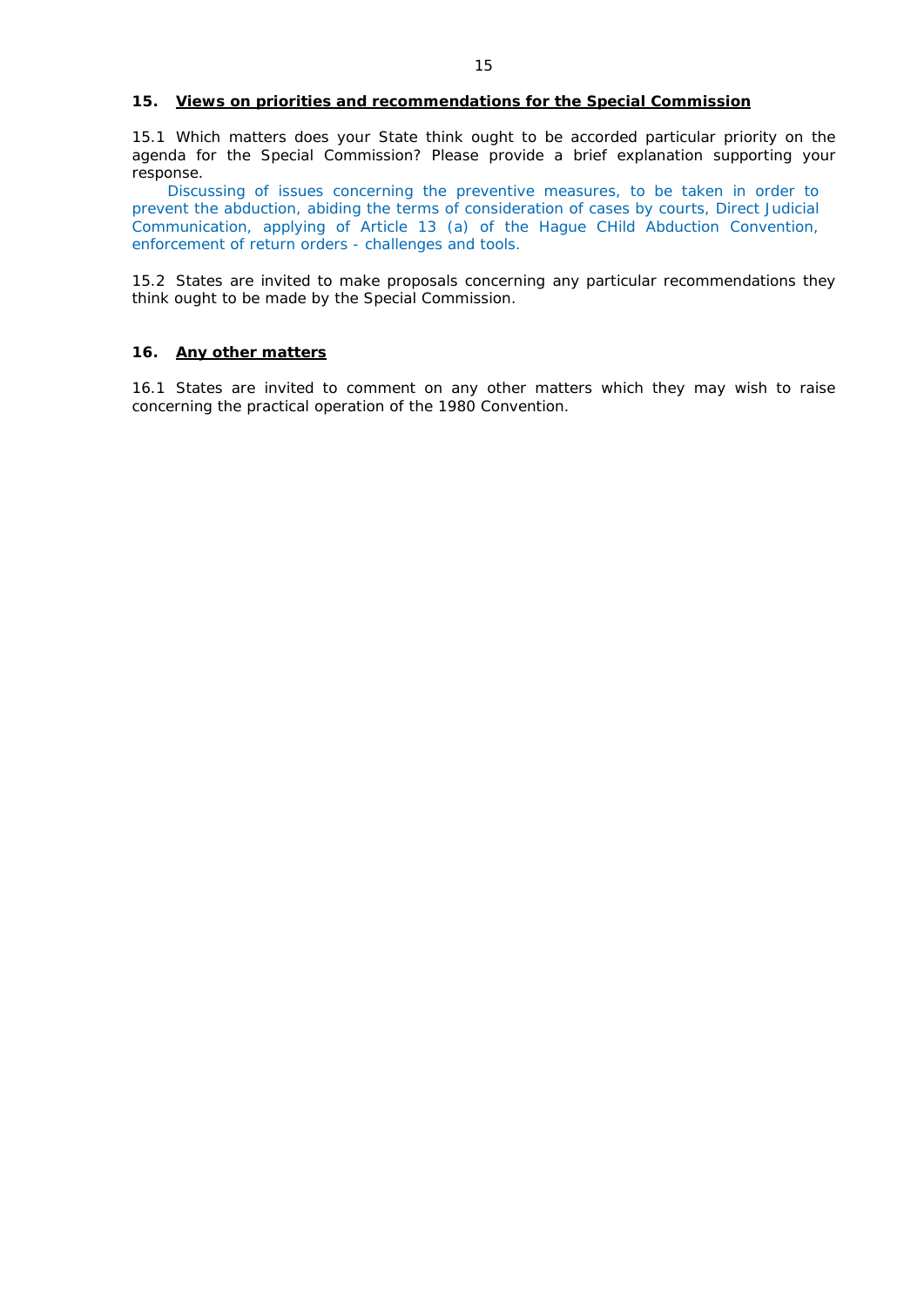## 15. Views on priorities and recommendations for the Special Commission

15.1 Which matters does your State think ought to be accorded particular priority on the agenda for the Special Commission? Please provide a brief explanation supporting your response.

Discussing of issues concerning the preventive measures, to be taken in order to prevent the abduction, abiding the terms of consideration of cases by courts, Direct Judicial Communication, applying of Article 13 (a) of the Hague CHild Abduction Convention, enforcement of return orders - challenges and tools.

15.2 States are invited to make proposals concerning any particular recommendations they think ought to be made by the Special Commission.

## 16. Any other matters

16.1 States are invited to comment on any other matters which they may wish to raise concerning the practical operation of the 1980 Convention.